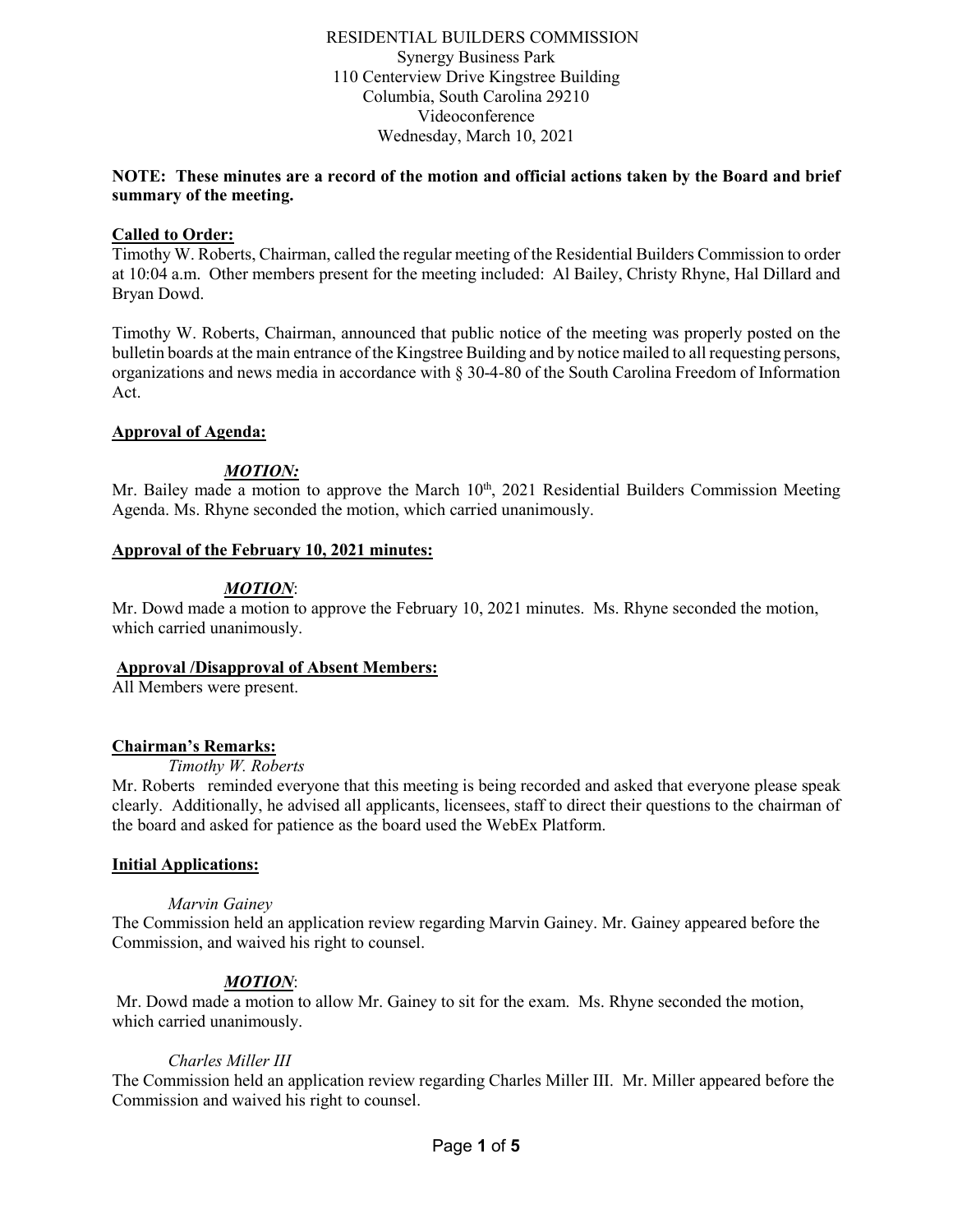RESIDENTIAL BUILDERS COMMISSION
Synergy Business Park
110 Centerview Drive Kingstree Building
Columbia, South Carolina 29210
Videoconference
Wednesday, March 10, 2021

**NOTE: These minutes are a record of the motion and official actions taken by the Board and brief summary of the meeting.**

**Called to Order:**

Timothy W. Roberts, Chairman, called the regular meeting of the Residential Builders Commission to order at 10:04 a.m. Other members present for the meeting included: Al Bailey, Christy Rhyne, Hal Dillard and Bryan Dowd.

Timothy W. Roberts, Chairman, announced that public notice of the meeting was properly posted on the bulletin boards at the main entrance of the Kingstree Building and by notice mailed to all requesting persons, organizations and news media in accordance with § 30-4-80 of the South Carolina Freedom of Information Act.

**Approval of Agenda:**

***MOTION:***

Mr. Bailey made a motion to approve the March 10th, 2021 Residential Builders Commission Meeting Agenda. Ms. Rhyne seconded the motion, which carried unanimously.

**Approval of the February 10, 2021 minutes:**

***MOTION***:

Mr. Dowd made a motion to approve the February 10, 2021 minutes. Ms. Rhyne seconded the motion, which carried unanimously.

**Approval /Disapproval of Absent Members:**

All Members were present.

**Chairman's Remarks:**

*Timothy W. Roberts*

Mr. Roberts reminded everyone that this meeting is being recorded and asked that everyone please speak clearly. Additionally, he advised all applicants, licensees, staff to direct their questions to the chairman of the board and asked for patience as the board used the WebEx Platform.

**Initial Applications:**

*Marvin Gainey*

The Commission held an application review regarding Marvin Gainey. Mr. Gainey appeared before the Commission, and waived his right to counsel.

***MOTION***:

Mr. Dowd made a motion to allow Mr. Gainey to sit for the exam. Ms. Rhyne seconded the motion, which carried unanimously.

*Charles Miller III*

The Commission held an application review regarding Charles Miller III. Mr. Miller appeared before the Commission and waived his right to counsel.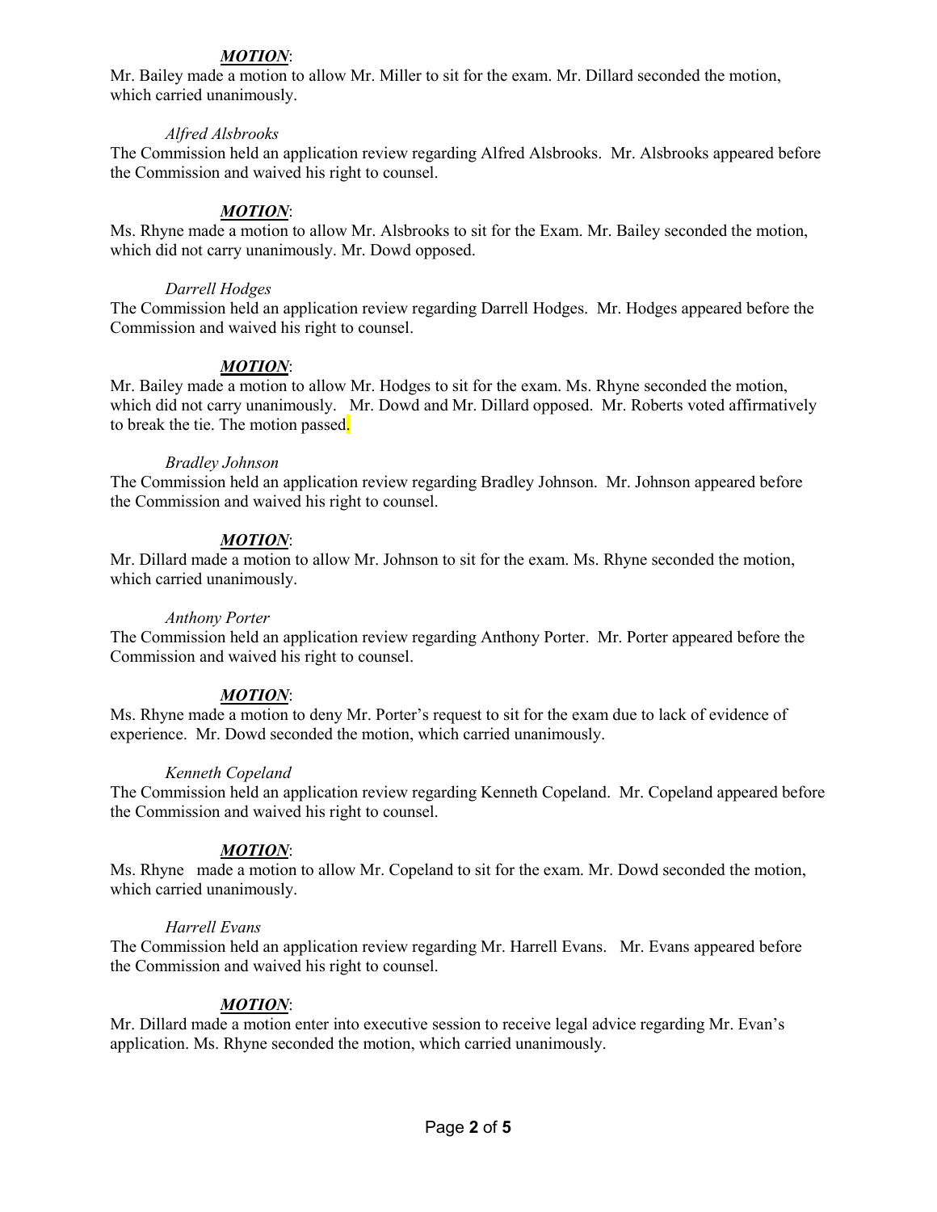***MOTION***:
Mr. Bailey made a motion to allow Mr. Miller to sit for the exam. Mr. Dillard seconded the motion, which carried unanimously.

*Alfred Alsbrooks*
The Commission held an application review regarding Alfred Alsbrooks. Mr. Alsbrooks appeared before the Commission and waived his right to counsel.

***MOTION***:
Ms. Rhyne made a motion to allow Mr. Alsbrooks to sit for the Exam. Mr. Bailey seconded the motion, which did not carry unanimously. Mr. Dowd opposed.

*Darrell Hodges*
The Commission held an application review regarding Darrell Hodges. Mr. Hodges appeared before the Commission and waived his right to counsel.

***MOTION***:
Mr. Bailey made a motion to allow Mr. Hodges to sit for the exam. Ms. Rhyne seconded the motion, which did not carry unanimously. Mr. Dowd and Mr. Dillard opposed. Mr. Roberts voted affirmatively to break the tie. The motion passed.

*Bradley Johnson*
The Commission held an application review regarding Bradley Johnson. Mr. Johnson appeared before the Commission and waived his right to counsel.

***MOTION***:
Mr. Dillard made a motion to allow Mr. Johnson to sit for the exam. Ms. Rhyne seconded the motion, which carried unanimously.

*Anthony Porter*
The Commission held an application review regarding Anthony Porter. Mr. Porter appeared before the Commission and waived his right to counsel.

***MOTION***:
Ms. Rhyne made a motion to deny Mr. Porter's request to sit for the exam due to lack of evidence of experience. Mr. Dowd seconded the motion, which carried unanimously.

*Kenneth Copeland*
The Commission held an application review regarding Kenneth Copeland. Mr. Copeland appeared before the Commission and waived his right to counsel.

***MOTION***:
Ms. Rhyne made a motion to allow Mr. Copeland to sit for the exam. Mr. Dowd seconded the motion, which carried unanimously.

*Harrell Evans*
The Commission held an application review regarding Mr. Harrell Evans. Mr. Evans appeared before the Commission and waived his right to counsel.

***MOTION***:
Mr. Dillard made a motion enter into executive session to receive legal advice regarding Mr. Evan's application. Ms. Rhyne seconded the motion, which carried unanimously.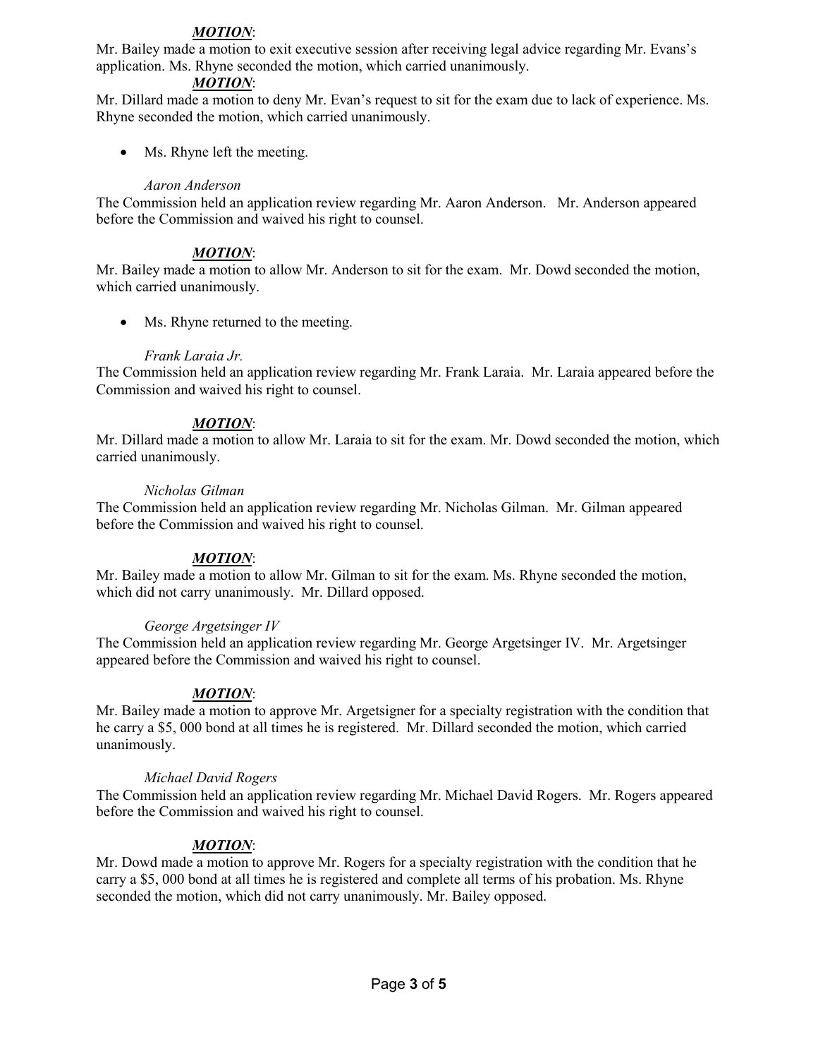***MOTION***:

Mr. Bailey made a motion to exit executive session after receiving legal advice regarding Mr. Evans's application. Ms. Rhyne seconded the motion, which carried unanimously.

***MOTION***:

Mr. Dillard made a motion to deny Mr. Evan's request to sit for the exam due to lack of experience. Ms. Rhyne seconded the motion, which carried unanimously.

- Ms. Rhyne left the meeting.

*Aaron Anderson*

The Commission held an application review regarding Mr. Aaron Anderson. Mr. Anderson appeared before the Commission and waived his right to counsel.

***MOTION***:

Mr. Bailey made a motion to allow Mr. Anderson to sit for the exam. Mr. Dowd seconded the motion, which carried unanimously.

- Ms. Rhyne returned to the meeting.

*Frank Laraia Jr.*

The Commission held an application review regarding Mr. Frank Laraia. Mr. Laraia appeared before the Commission and waived his right to counsel.

***MOTION***:

Mr. Dillard made a motion to allow Mr. Laraia to sit for the exam. Mr. Dowd seconded the motion, which carried unanimously.

*Nicholas Gilman*

The Commission held an application review regarding Mr. Nicholas Gilman. Mr. Gilman appeared before the Commission and waived his right to counsel.

***MOTION***:

Mr. Bailey made a motion to allow Mr. Gilman to sit for the exam. Ms. Rhyne seconded the motion, which did not carry unanimously. Mr. Dillard opposed.

*George Argetsinger IV*

The Commission held an application review regarding Mr. George Argetsinger IV. Mr. Argetsinger appeared before the Commission and waived his right to counsel.

***MOTION***:

Mr. Bailey made a motion to approve Mr. Argetsigner for a specialty registration with the condition that he carry a $5, 000 bond at all times he is registered. Mr. Dillard seconded the motion, which carried unanimously.

*Michael David Rogers*

The Commission held an application review regarding Mr. Michael David Rogers. Mr. Rogers appeared before the Commission and waived his right to counsel.

***MOTION***:

Mr. Dowd made a motion to approve Mr. Rogers for a specialty registration with the condition that he carry a $5, 000 bond at all times he is registered and complete all terms of his probation. Ms. Rhyne seconded the motion, which did not carry unanimously. Mr. Bailey opposed.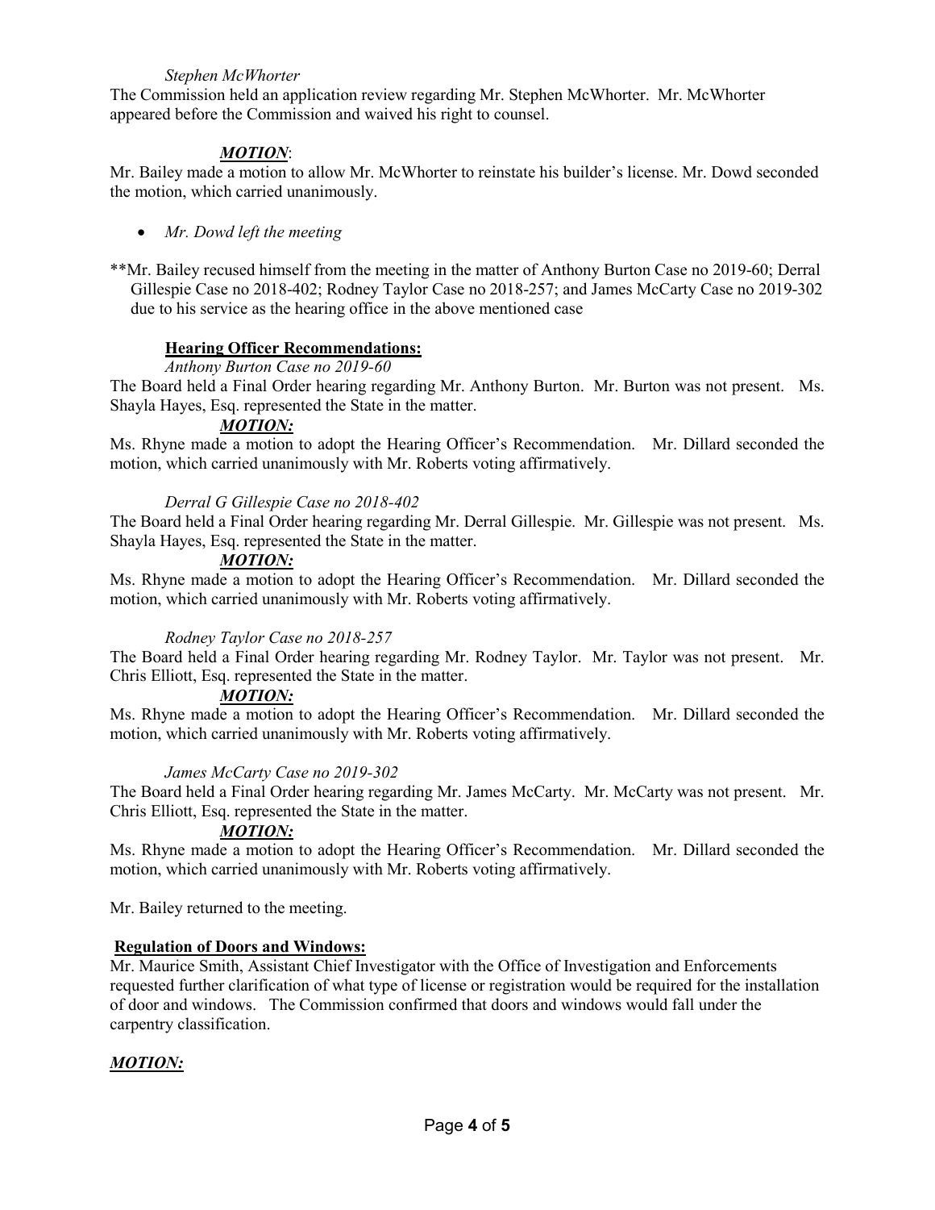*Stephen McWhorter*

The Commission held an application review regarding Mr. Stephen McWhorter. Mr. McWhorter appeared before the Commission and waived his right to counsel.

***MOTION***:

Mr. Bailey made a motion to allow Mr. McWhorter to reinstate his builder's license. Mr. Dowd seconded the motion, which carried unanimously.

- *Mr. Dowd left the meeting*

**Mr. Bailey recused himself from the meeting in the matter of Anthony Burton Case no 2019-60; Derral Gillespie Case no 2018-402; Rodney Taylor Case no 2018-257; and James McCarty Case no 2019-302 due to his service as the hearing office in the above mentioned case

**Hearing Officer Recommendations:**

*Anthony Burton Case no 2019-60*

The Board held a Final Order hearing regarding Mr. Anthony Burton. Mr. Burton was not present. Ms. Shayla Hayes, Esq. represented the State in the matter.

***MOTION:***

Ms. Rhyne made a motion to adopt the Hearing Officer's Recommendation. Mr. Dillard seconded the motion, which carried unanimously with Mr. Roberts voting affirmatively.

*Derral G Gillespie Case no 2018-402*

The Board held a Final Order hearing regarding Mr. Derral Gillespie. Mr. Gillespie was not present. Ms. Shayla Hayes, Esq. represented the State in the matter.

***MOTION:***

Ms. Rhyne made a motion to adopt the Hearing Officer's Recommendation. Mr. Dillard seconded the motion, which carried unanimously with Mr. Roberts voting affirmatively.

*Rodney Taylor Case no 2018-257*

The Board held a Final Order hearing regarding Mr. Rodney Taylor. Mr. Taylor was not present. Mr. Chris Elliott, Esq. represented the State in the matter.

***MOTION:***

Ms. Rhyne made a motion to adopt the Hearing Officer's Recommendation. Mr. Dillard seconded the motion, which carried unanimously with Mr. Roberts voting affirmatively.

*James McCarty Case no 2019-302*

The Board held a Final Order hearing regarding Mr. James McCarty. Mr. McCarty was not present. Mr. Chris Elliott, Esq. represented the State in the matter.

***MOTION:***

Ms. Rhyne made a motion to adopt the Hearing Officer's Recommendation. Mr. Dillard seconded the motion, which carried unanimously with Mr. Roberts voting affirmatively.

Mr. Bailey returned to the meeting.

**Regulation of Doors and Windows:**

Mr. Maurice Smith, Assistant Chief Investigator with the Office of Investigation and Enforcements requested further clarification of what type of license or registration would be required for the installation of door and windows. The Commission confirmed that doors and windows would fall under the carpentry classification.

***MOTION:***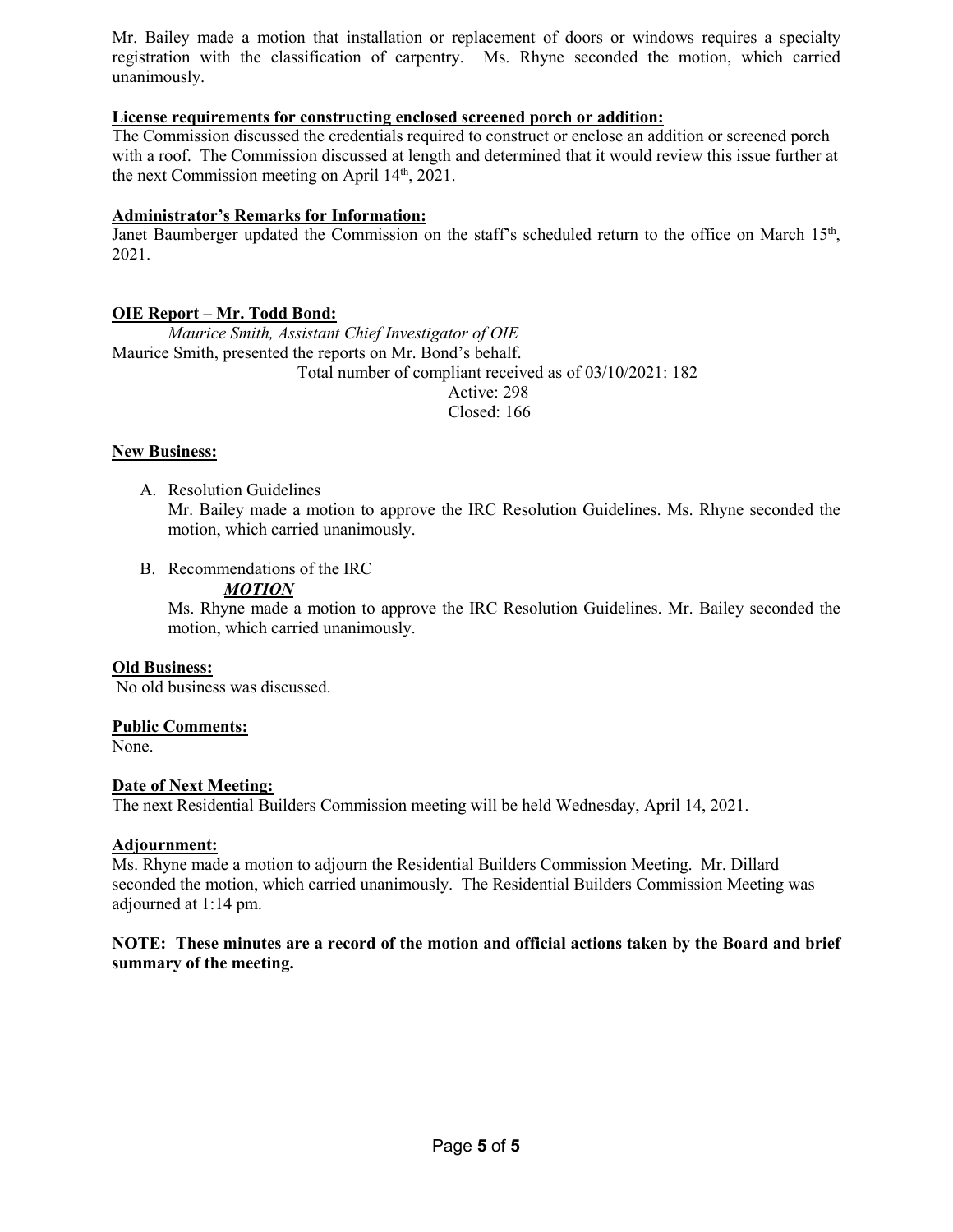Mr. Bailey made a motion that installation or replacement of doors or windows requires a specialty registration with the classification of carpentry. Ms. Rhyne seconded the motion, which carried unanimously.

**License requirements for constructing enclosed screened porch or addition:**

The Commission discussed the credentials required to construct or enclose an addition or screened porch with a roof. The Commission discussed at length and determined that it would review this issue further at the next Commission meeting on April 14th, 2021.

**Administrator's Remarks for Information:**

Janet Baumberger updated the Commission on the staff's scheduled return to the office on March 15th, 2021.

**OIE Report – Mr. Todd Bond:**

*Maurice Smith, Assistant Chief Investigator of OIE*

Maurice Smith, presented the reports on Mr. Bond's behalf.

Total number of compliant received as of 03/10/2021: 182

Active: 298

Closed: 166

**New Business:**

A. Resolution Guidelines

   Mr. Bailey made a motion to approve the IRC Resolution Guidelines. Ms. Rhyne seconded the motion, which carried unanimously.

B. Recommendations of the IRC

   ***MOTION***

   Ms. Rhyne made a motion to approve the IRC Resolution Guidelines. Mr. Bailey seconded the motion, which carried unanimously.

**Old Business:**

No old business was discussed.

**Public Comments:**

None.

**Date of Next Meeting:**

The next Residential Builders Commission meeting will be held Wednesday, April 14, 2021.

**Adjournment:**

Ms. Rhyne made a motion to adjourn the Residential Builders Commission Meeting. Mr. Dillard seconded the motion, which carried unanimously. The Residential Builders Commission Meeting was adjourned at 1:14 pm.

**NOTE: These minutes are a record of the motion and official actions taken by the Board and brief summary of the meeting.**